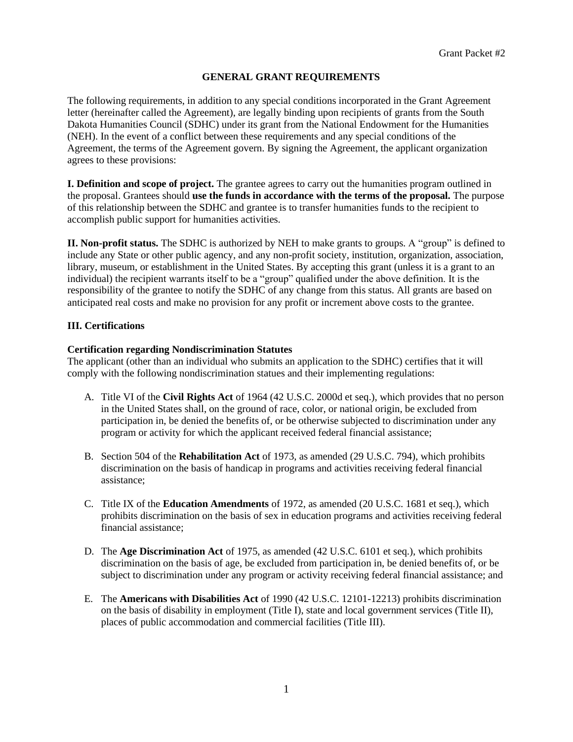Grant Packet #2

# GENERAL GRANT REQUIREMENTS

The following requirements, in addition to any special conditions incorporated in the Grant Agreement letter (hereinafter called the Agreement), are legally binding upon recipients of grants from the South Dakota Humanities Council (SDHC) under its grant from the National Endowment for the Humanities (NEH). In the event of a conflict between these requirements and any special conditions of the Agreement, the terms of the Agreement govern. By signing the Agreement, the applicant organization agrees to these provisions:

**I. Definition and scope of project.** The grantee agrees to carry out the humanities program outlined in the proposal. Grantees should **use the funds in accordance with the terms of the proposal.** The purpose of this relationship between the SDHC and grantee is to transfer humanities funds to the recipient to accomplish public support for humanities activities.

**II. Non-profit status.** The SDHC is authorized by NEH to make grants to groups. A "group" is defined to include any State or other public agency, and any non-profit society, institution, organization, association, library, museum, or establishment in the United States. By accepting this grant (unless it is a grant to an individual) the recipient warrants itself to be a "group" qualified under the above definition. It is the responsibility of the grantee to notify the SDHC of any change from this status. All grants are based on anticipated real costs and make no provision for any profit or increment above costs to the grantee.

**III. Certifications**

**Certification regarding Nondiscrimination Statutes**
The applicant (other than an individual who submits an application to the SDHC) certifies that it will comply with the following nondiscrimination statues and their implementing regulations:

A. Title VI of the **Civil Rights Act** of 1964 (42 U.S.C. 2000d et seq.), which provides that no person in the United States shall, on the ground of race, color, or national origin, be excluded from participation in, be denied the benefits of, or be otherwise subjected to discrimination under any program or activity for which the applicant received federal financial assistance;

B. Section 504 of the **Rehabilitation Act** of 1973, as amended (29 U.S.C. 794), which prohibits discrimination on the basis of handicap in programs and activities receiving federal financial assistance;

C. Title IX of the **Education Amendments** of 1972, as amended (20 U.S.C. 1681 et seq.), which prohibits discrimination on the basis of sex in education programs and activities receiving federal financial assistance;

D. The **Age Discrimination Act** of 1975, as amended (42 U.S.C. 6101 et seq.), which prohibits discrimination on the basis of age, be excluded from participation in, be denied benefits of, or be subject to discrimination under any program or activity receiving federal financial assistance; and

E. The **Americans with Disabilities Act** of 1990 (42 U.S.C. 12101-12213) prohibits discrimination on the basis of disability in employment (Title I), state and local government services (Title II), places of public accommodation and commercial facilities (Title III).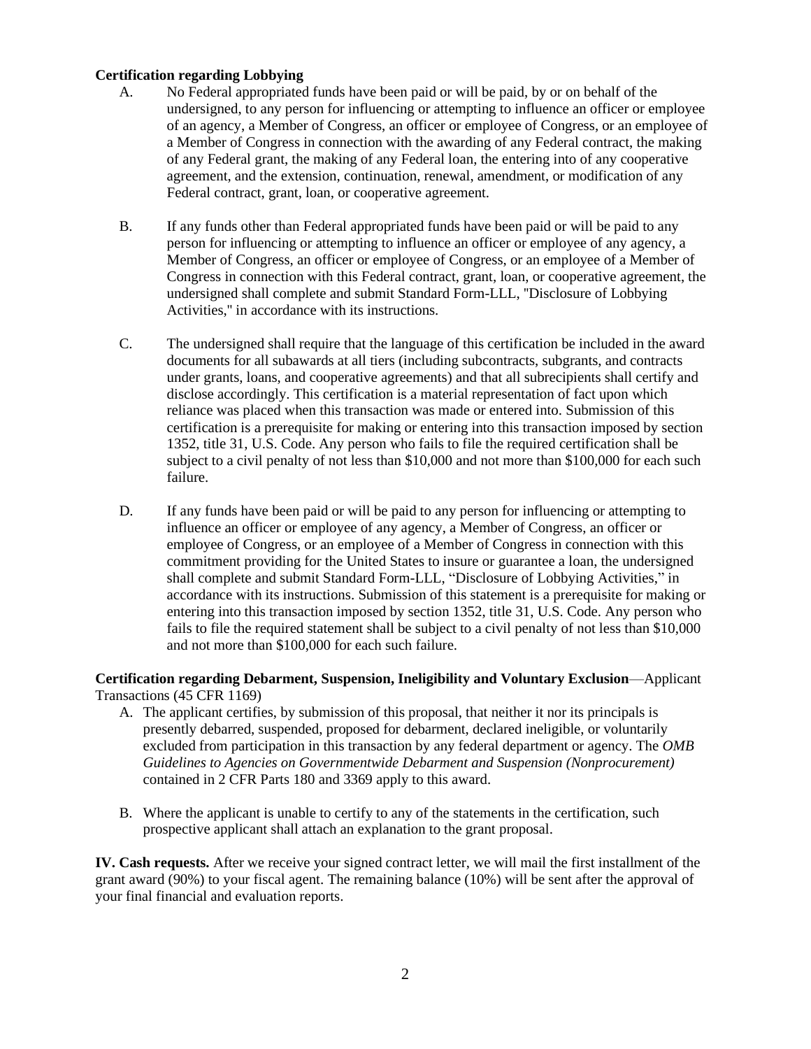**Certification regarding Lobbying**

A. No Federal appropriated funds have been paid or will be paid, by or on behalf of the undersigned, to any person for influencing or attempting to influence an officer or employee of an agency, a Member of Congress, an officer or employee of Congress, or an employee of a Member of Congress in connection with the awarding of any Federal contract, the making of any Federal grant, the making of any Federal loan, the entering into of any cooperative agreement, and the extension, continuation, renewal, amendment, or modification of any Federal contract, grant, loan, or cooperative agreement.

B. If any funds other than Federal appropriated funds have been paid or will be paid to any person for influencing or attempting to influence an officer or employee of any agency, a Member of Congress, an officer or employee of Congress, or an employee of a Member of Congress in connection with this Federal contract, grant, loan, or cooperative agreement, the undersigned shall complete and submit Standard Form-LLL, "Disclosure of Lobbying Activities," in accordance with its instructions.

C. The undersigned shall require that the language of this certification be included in the award documents for all subawards at all tiers (including subcontracts, subgrants, and contracts under grants, loans, and cooperative agreements) and that all subrecipients shall certify and disclose accordingly. This certification is a material representation of fact upon which reliance was placed when this transaction was made or entered into. Submission of this certification is a prerequisite for making or entering into this transaction imposed by section 1352, title 31, U.S. Code. Any person who fails to file the required certification shall be subject to a civil penalty of not less than $10,000 and not more than $100,000 for each such failure.

D. If any funds have been paid or will be paid to any person for influencing or attempting to influence an officer or employee of any agency, a Member of Congress, an officer or employee of Congress, or an employee of a Member of Congress in connection with this commitment providing for the United States to insure or guarantee a loan, the undersigned shall complete and submit Standard Form-LLL, "Disclosure of Lobbying Activities," in accordance with its instructions. Submission of this statement is a prerequisite for making or entering into this transaction imposed by section 1352, title 31, U.S. Code. Any person who fails to file the required statement shall be subject to a civil penalty of not less than $10,000 and not more than $100,000 for each such failure.

**Certification regarding Debarment, Suspension, Ineligibility and Voluntary Exclusion**—Applicant Transactions (45 CFR 1169)

A. The applicant certifies, by submission of this proposal, that neither it nor its principals is presently debarred, suspended, proposed for debarment, declared ineligible, or voluntarily excluded from participation in this transaction by any federal department or agency. The *OMB Guidelines to Agencies on Governmentwide Debarment and Suspension (Nonprocurement)* contained in 2 CFR Parts 180 and 3369 apply to this award.

B. Where the applicant is unable to certify to any of the statements in the certification, such prospective applicant shall attach an explanation to the grant proposal.

**IV. Cash requests.** After we receive your signed contract letter, we will mail the first installment of the grant award (90%) to your fiscal agent. The remaining balance (10%) will be sent after the approval of your final financial and evaluation reports.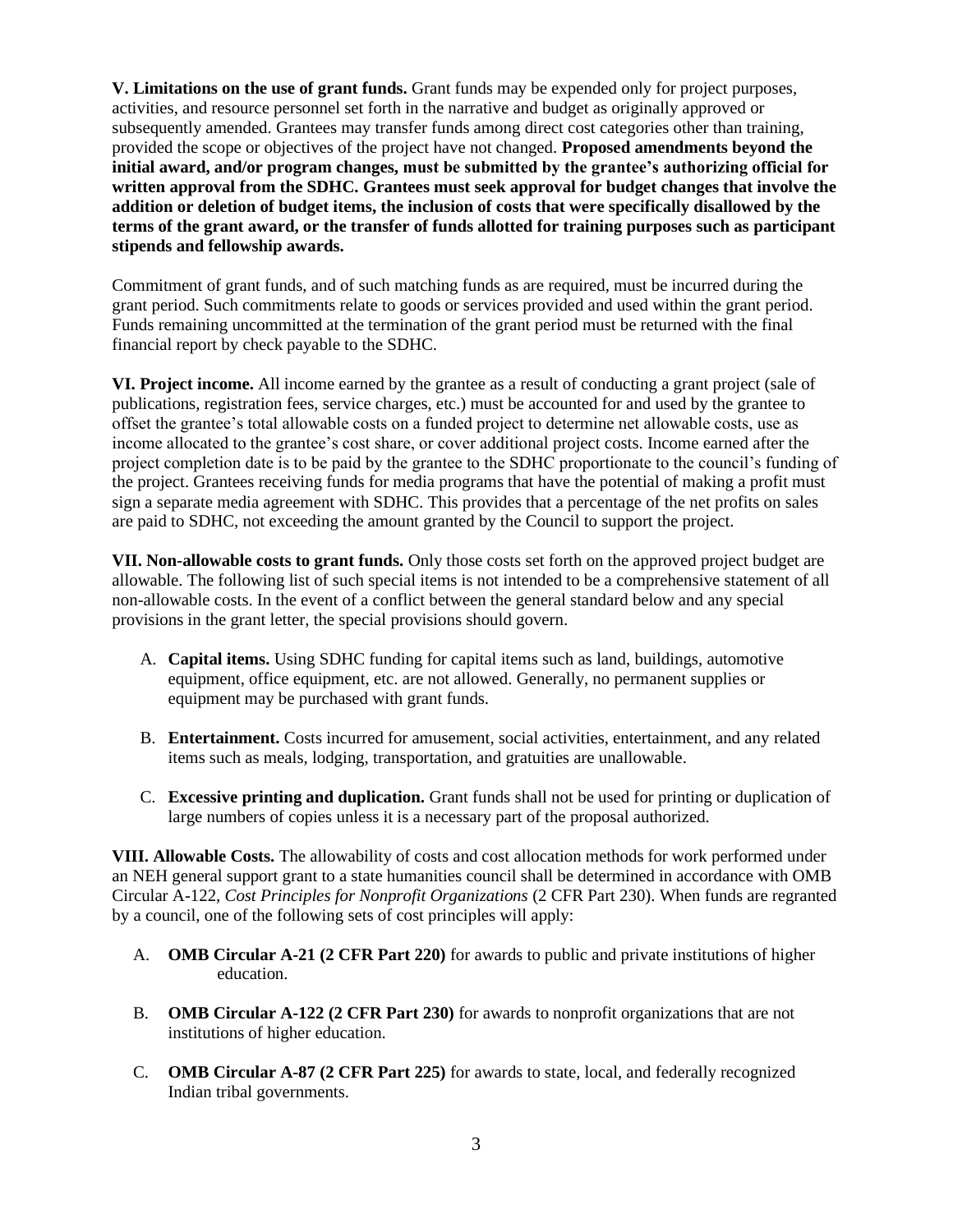**V. Limitations on the use of grant funds.** Grant funds may be expended only for project purposes, activities, and resource personnel set forth in the narrative and budget as originally approved or subsequently amended. Grantees may transfer funds among direct cost categories other than training, provided the scope or objectives of the project have not changed. **Proposed amendments beyond the initial award, and/or program changes, must be submitted by the grantee's authorizing official for written approval from the SDHC. Grantees must seek approval for budget changes that involve the addition or deletion of budget items, the inclusion of costs that were specifically disallowed by the terms of the grant award, or the transfer of funds allotted for training purposes such as participant stipends and fellowship awards.**

Commitment of grant funds, and of such matching funds as are required, must be incurred during the grant period. Such commitments relate to goods or services provided and used within the grant period. Funds remaining uncommitted at the termination of the grant period must be returned with the final financial report by check payable to the SDHC.

**VI. Project income.** All income earned by the grantee as a result of conducting a grant project (sale of publications, registration fees, service charges, etc.) must be accounted for and used by the grantee to offset the grantee's total allowable costs on a funded project to determine net allowable costs, use as income allocated to the grantee's cost share, or cover additional project costs. Income earned after the project completion date is to be paid by the grantee to the SDHC proportionate to the council's funding of the project. Grantees receiving funds for media programs that have the potential of making a profit must sign a separate media agreement with SDHC. This provides that a percentage of the net profits on sales are paid to SDHC, not exceeding the amount granted by the Council to support the project.

**VII. Non-allowable costs to grant funds.** Only those costs set forth on the approved project budget are allowable. The following list of such special items is not intended to be a comprehensive statement of all non-allowable costs. In the event of a conflict between the general standard below and any special provisions in the grant letter, the special provisions should govern.

A. **Capital items.** Using SDHC funding for capital items such as land, buildings, automotive equipment, office equipment, etc. are not allowed. Generally, no permanent supplies or equipment may be purchased with grant funds.

B. **Entertainment.** Costs incurred for amusement, social activities, entertainment, and any related items such as meals, lodging, transportation, and gratuities are unallowable.

C. **Excessive printing and duplication.** Grant funds shall not be used for printing or duplication of large numbers of copies unless it is a necessary part of the proposal authorized.

**VIII. Allowable Costs.** The allowability of costs and cost allocation methods for work performed under an NEH general support grant to a state humanities council shall be determined in accordance with OMB Circular A-122, *Cost Principles for Nonprofit Organizations* (2 CFR Part 230). When funds are regranted by a council, one of the following sets of cost principles will apply:

A. **OMB Circular A-21 (2 CFR Part 220)** for awards to public and private institutions of higher education.

B. **OMB Circular A-122 (2 CFR Part 230)** for awards to nonprofit organizations that are not institutions of higher education.

C. **OMB Circular A-87 (2 CFR Part 225)** for awards to state, local, and federally recognized Indian tribal governments.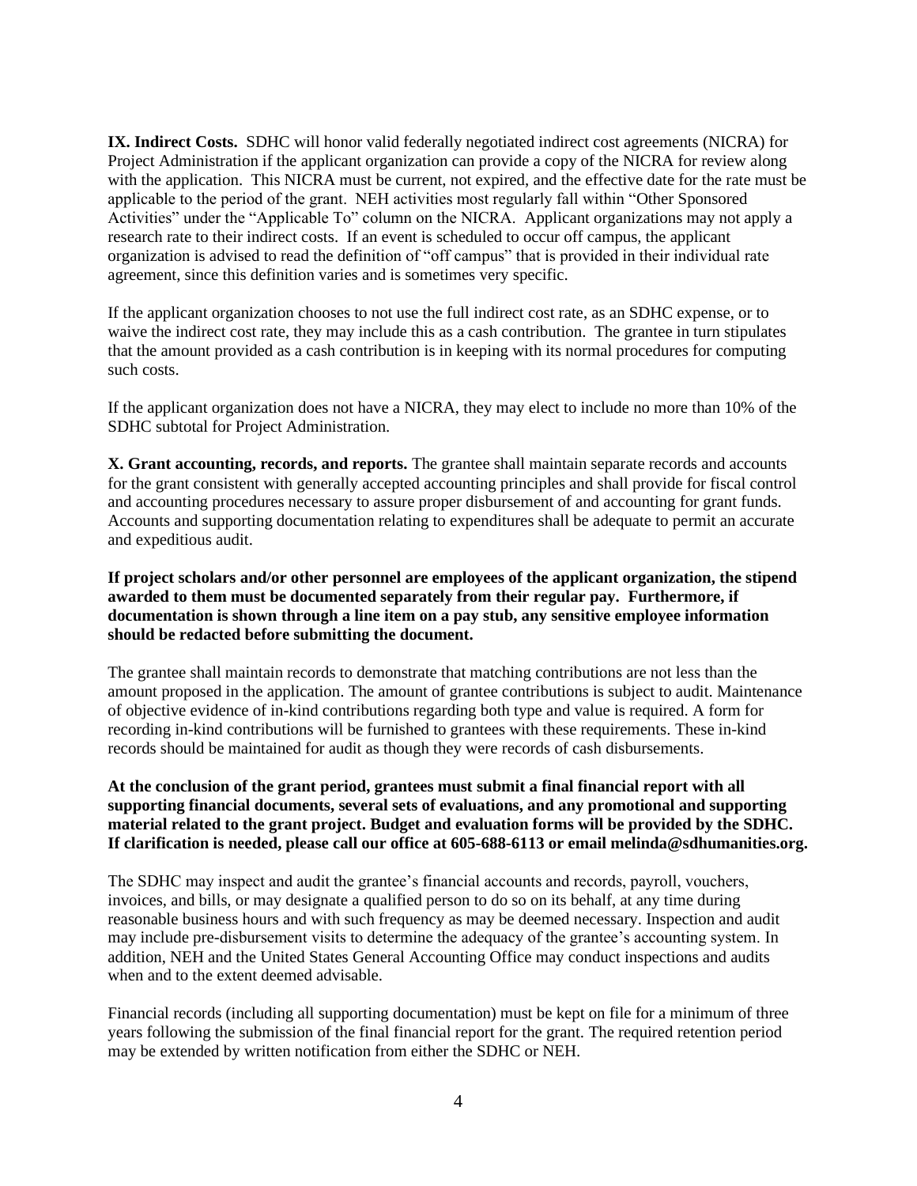**IX. Indirect Costs.** SDHC will honor valid federally negotiated indirect cost agreements (NICRA) for Project Administration if the applicant organization can provide a copy of the NICRA for review along with the application. This NICRA must be current, not expired, and the effective date for the rate must be applicable to the period of the grant. NEH activities most regularly fall within "Other Sponsored Activities" under the "Applicable To" column on the NICRA. Applicant organizations may not apply a research rate to their indirect costs. If an event is scheduled to occur off campus, the applicant organization is advised to read the definition of "off campus" that is provided in their individual rate agreement, since this definition varies and is sometimes very specific.

If the applicant organization chooses to not use the full indirect cost rate, as an SDHC expense, or to waive the indirect cost rate, they may include this as a cash contribution. The grantee in turn stipulates that the amount provided as a cash contribution is in keeping with its normal procedures for computing such costs.

If the applicant organization does not have a NICRA, they may elect to include no more than 10% of the SDHC subtotal for Project Administration.

**X. Grant accounting, records, and reports.** The grantee shall maintain separate records and accounts for the grant consistent with generally accepted accounting principles and shall provide for fiscal control and accounting procedures necessary to assure proper disbursement of and accounting for grant funds. Accounts and supporting documentation relating to expenditures shall be adequate to permit an accurate and expeditious audit.

**If project scholars and/or other personnel are employees of the applicant organization, the stipend awarded to them must be documented separately from their regular pay. Furthermore, if documentation is shown through a line item on a pay stub, any sensitive employee information should be redacted before submitting the document.**

The grantee shall maintain records to demonstrate that matching contributions are not less than the amount proposed in the application. The amount of grantee contributions is subject to audit. Maintenance of objective evidence of in-kind contributions regarding both type and value is required. A form for recording in-kind contributions will be furnished to grantees with these requirements. These in-kind records should be maintained for audit as though they were records of cash disbursements.

**At the conclusion of the grant period, grantees must submit a final financial report with all supporting financial documents, several sets of evaluations, and any promotional and supporting material related to the grant project. Budget and evaluation forms will be provided by the SDHC. If clarification is needed, please call our office at 605-688-6113 or email melinda@sdhumanities.org.**

The SDHC may inspect and audit the grantee's financial accounts and records, payroll, vouchers, invoices, and bills, or may designate a qualified person to do so on its behalf, at any time during reasonable business hours and with such frequency as may be deemed necessary. Inspection and audit may include pre-disbursement visits to determine the adequacy of the grantee's accounting system. In addition, NEH and the United States General Accounting Office may conduct inspections and audits when and to the extent deemed advisable.

Financial records (including all supporting documentation) must be kept on file for a minimum of three years following the submission of the final financial report for the grant. The required retention period may be extended by written notification from either the SDHC or NEH.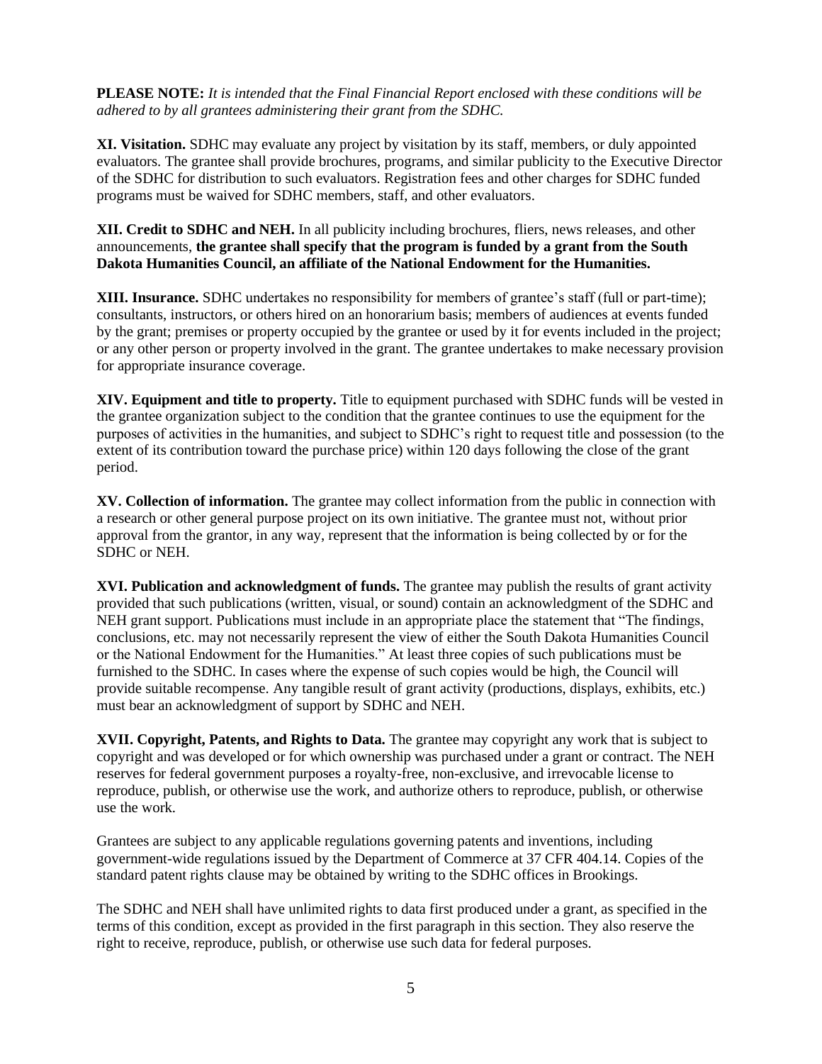**PLEASE NOTE:** *It is intended that the Final Financial Report enclosed with these conditions will be adhered to by all grantees administering their grant from the SDHC.*

**XI. Visitation.** SDHC may evaluate any project by visitation by its staff, members, or duly appointed evaluators. The grantee shall provide brochures, programs, and similar publicity to the Executive Director of the SDHC for distribution to such evaluators. Registration fees and other charges for SDHC funded programs must be waived for SDHC members, staff, and other evaluators.

**XII. Credit to SDHC and NEH.** In all publicity including brochures, fliers, news releases, and other announcements, **the grantee shall specify that the program is funded by a grant from the South Dakota Humanities Council, an affiliate of the National Endowment for the Humanities.**

**XIII. Insurance.** SDHC undertakes no responsibility for members of grantee's staff (full or part-time); consultants, instructors, or others hired on an honorarium basis; members of audiences at events funded by the grant; premises or property occupied by the grantee or used by it for events included in the project; or any other person or property involved in the grant. The grantee undertakes to make necessary provision for appropriate insurance coverage.

**XIV. Equipment and title to property.** Title to equipment purchased with SDHC funds will be vested in the grantee organization subject to the condition that the grantee continues to use the equipment for the purposes of activities in the humanities, and subject to SDHC's right to request title and possession (to the extent of its contribution toward the purchase price) within 120 days following the close of the grant period.

**XV. Collection of information.** The grantee may collect information from the public in connection with a research or other general purpose project on its own initiative. The grantee must not, without prior approval from the grantor, in any way, represent that the information is being collected by or for the SDHC or NEH.

**XVI. Publication and acknowledgment of funds.** The grantee may publish the results of grant activity provided that such publications (written, visual, or sound) contain an acknowledgment of the SDHC and NEH grant support. Publications must include in an appropriate place the statement that "The findings, conclusions, etc. may not necessarily represent the view of either the South Dakota Humanities Council or the National Endowment for the Humanities." At least three copies of such publications must be furnished to the SDHC. In cases where the expense of such copies would be high, the Council will provide suitable recompense. Any tangible result of grant activity (productions, displays, exhibits, etc.) must bear an acknowledgment of support by SDHC and NEH.

**XVII. Copyright, Patents, and Rights to Data.** The grantee may copyright any work that is subject to copyright and was developed or for which ownership was purchased under a grant or contract. The NEH reserves for federal government purposes a royalty-free, non-exclusive, and irrevocable license to reproduce, publish, or otherwise use the work, and authorize others to reproduce, publish, or otherwise use the work.

Grantees are subject to any applicable regulations governing patents and inventions, including government-wide regulations issued by the Department of Commerce at 37 CFR 404.14. Copies of the standard patent rights clause may be obtained by writing to the SDHC offices in Brookings.

The SDHC and NEH shall have unlimited rights to data first produced under a grant, as specified in the terms of this condition, except as provided in the first paragraph in this section. They also reserve the right to receive, reproduce, publish, or otherwise use such data for federal purposes.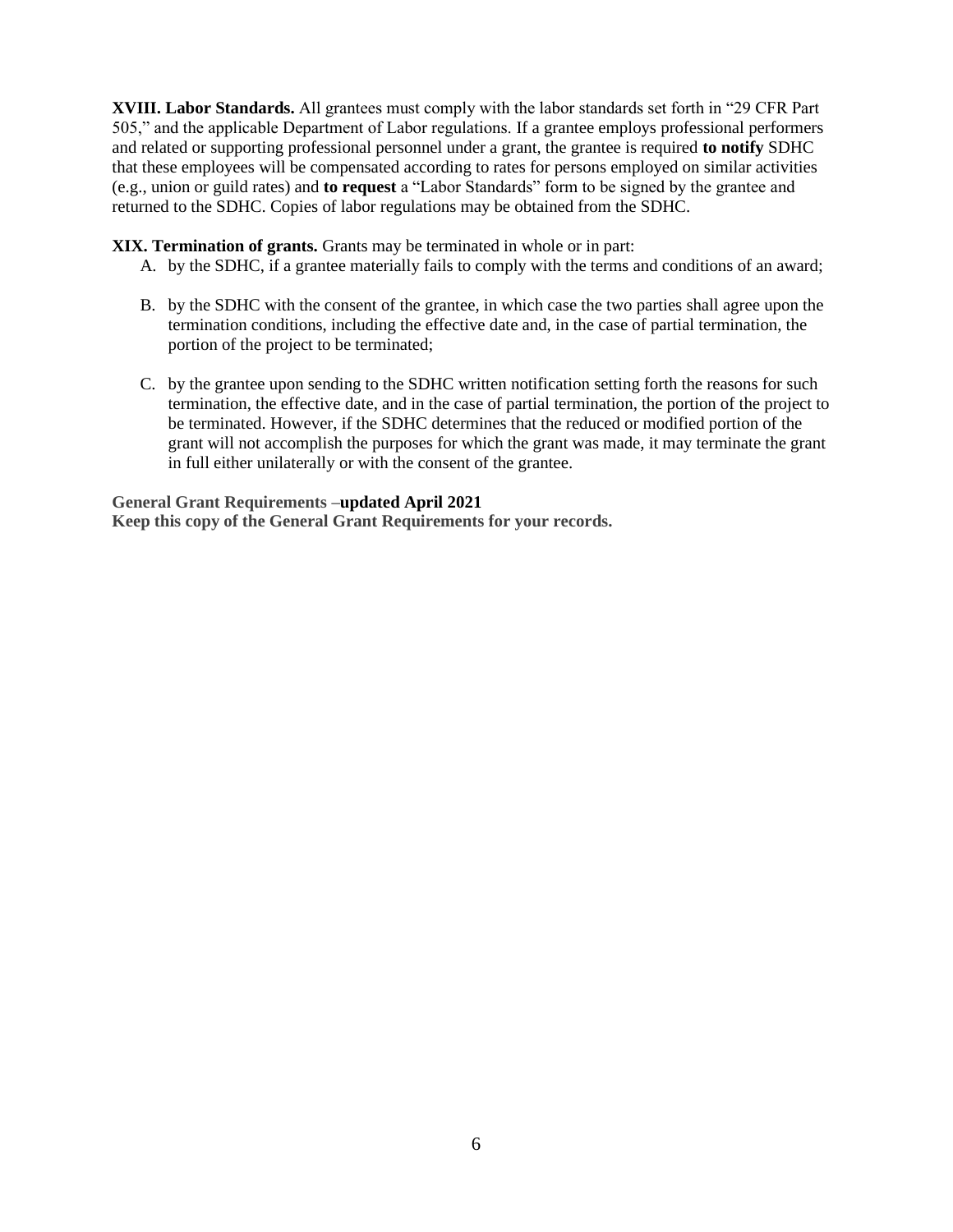**XVIII. Labor Standards.** All grantees must comply with the labor standards set forth in "29 CFR Part 505," and the applicable Department of Labor regulations. If a grantee employs professional performers and related or supporting professional personnel under a grant, the grantee is required **to notify** SDHC that these employees will be compensated according to rates for persons employed on similar activities (e.g., union or guild rates) and **to request** a "Labor Standards" form to be signed by the grantee and returned to the SDHC. Copies of labor regulations may be obtained from the SDHC.

**XIX. Termination of grants.** Grants may be terminated in whole or in part:

A. by the SDHC, if a grantee materially fails to comply with the terms and conditions of an award;

B. by the SDHC with the consent of the grantee, in which case the two parties shall agree upon the termination conditions, including the effective date and, in the case of partial termination, the portion of the project to be terminated;

C. by the grantee upon sending to the SDHC written notification setting forth the reasons for such termination, the effective date, and in the case of partial termination, the portion of the project to be terminated. However, if the SDHC determines that the reduced or modified portion of the grant will not accomplish the purposes for which the grant was made, it may terminate the grant in full either unilaterally or with the consent of the grantee.

**General Grant Requirements –updated April 2021**
**Keep this copy of the General Grant Requirements for your records.**